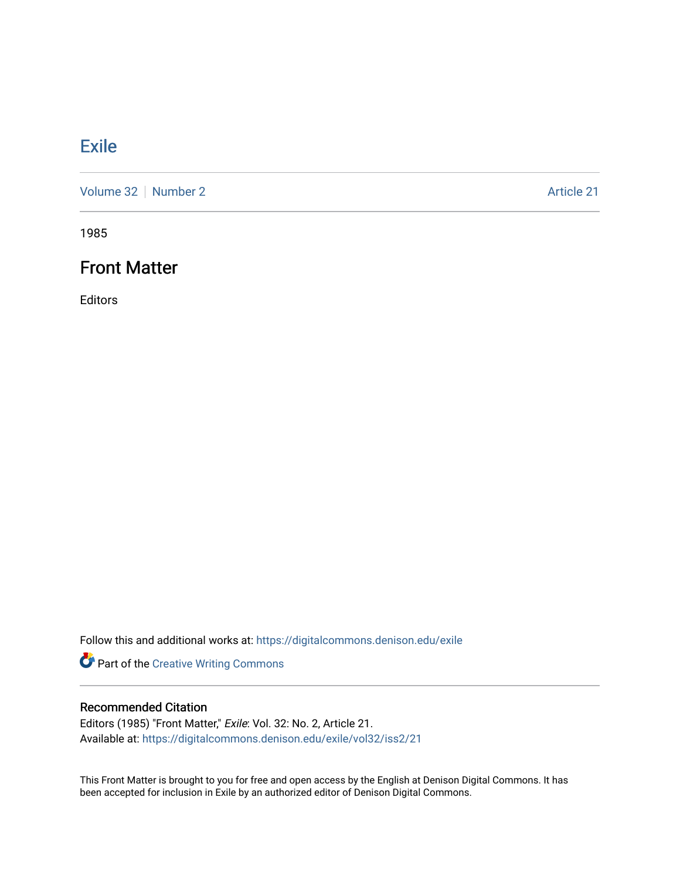# Exile

Volume 32 | Number 2 | Article 21

1985

## Front Matter

Editors

Follow this and additional works at: https://digitalcommons.denison.edu/exile

Part of the Creative Writing Commons

### Recommended Citation

Editors (1985) "Front Matter," *Exile*: Vol. 32: No. 2, Article 21.
Available at: https://digitalcommons.denison.edu/exile/vol32/iss2/21

This Front Matter is brought to you for free and open access by the English at Denison Digital Commons. It has been accepted for inclusion in Exile by an authorized editor of Denison Digital Commons.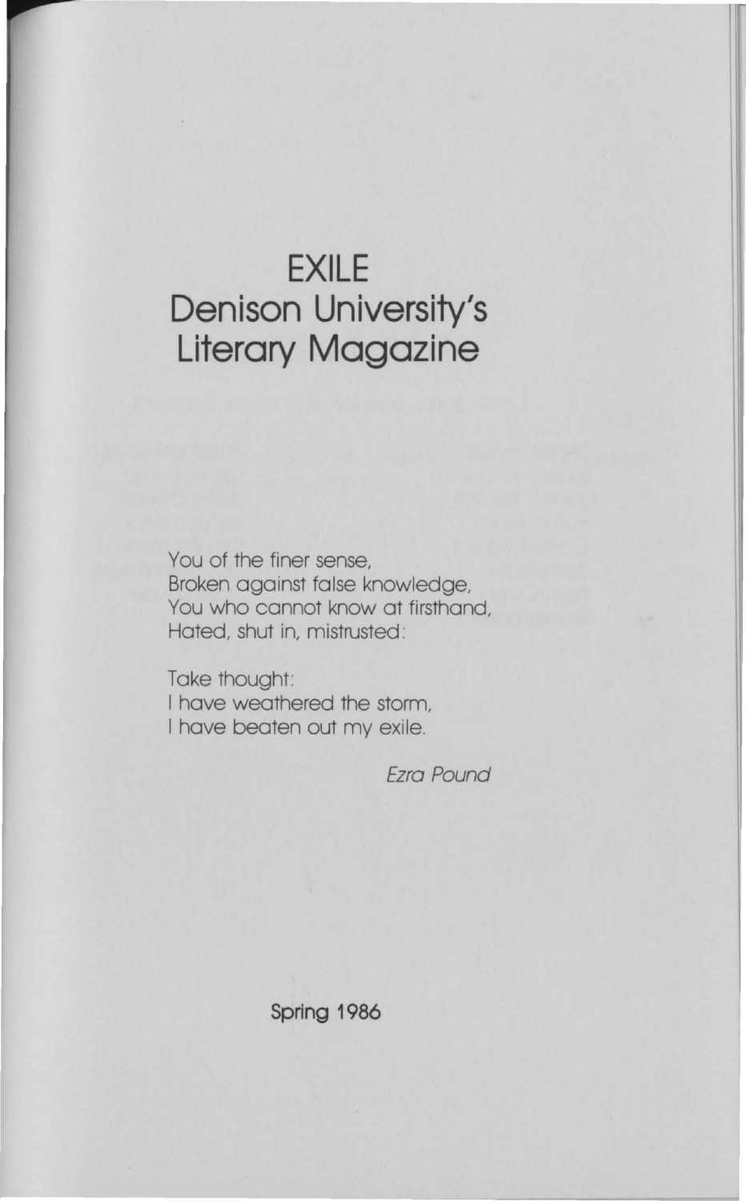# EXILE
# Denison University's Literary Magazine

You of the finer sense,
Broken against false knowledge,
You who cannot know at firsthand,
Hated, shut in, mistrusted:

Take thought:
I have weathered the storm,
I have beaten out my exile.

*Ezra Pound*

Spring 1986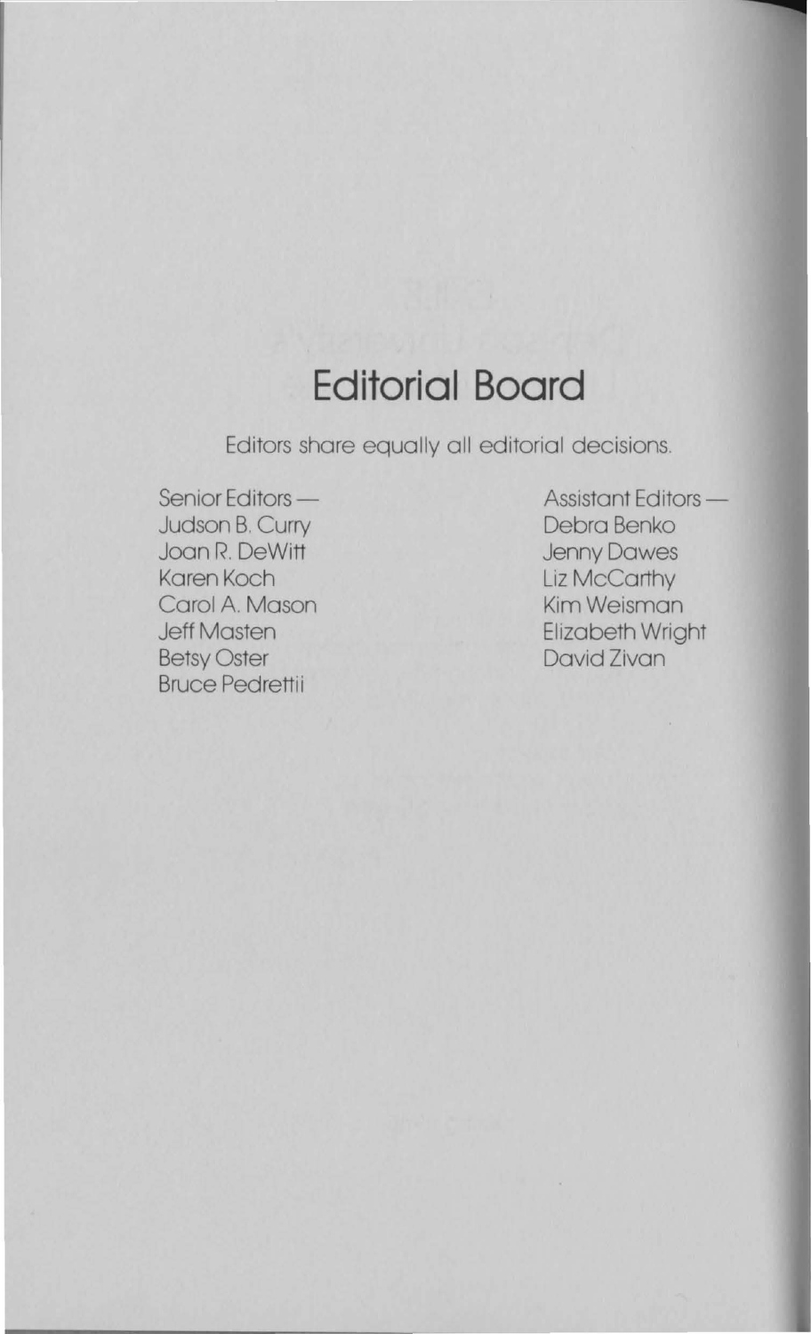# Editorial Board

Editors share equally all editorial decisions.

Senior Editors —
Judson B. Curry
Joan R. DeWitt
Karen Koch
Carol A. Mason
Jeff Masten
Betsy Oster
Bruce Pedrettii

Assistant Editors —
Debra Benko
Jenny Dawes
Liz McCarthy
Kim Weisman
Elizabeth Wright
David Zivan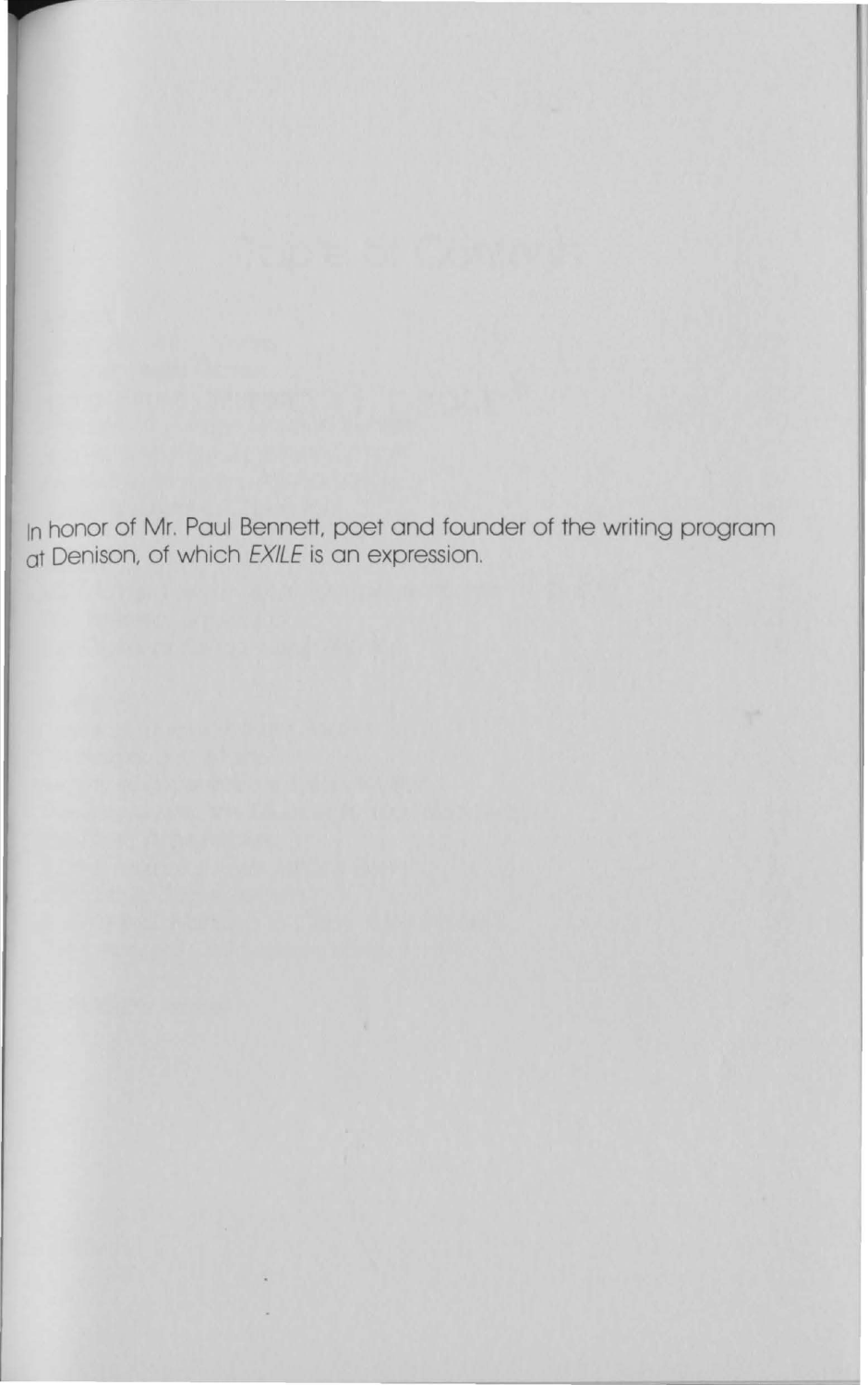In honor of Mr. Paul Bennett, poet and founder of the writing program at Denison, of which *EXILE* is an expression.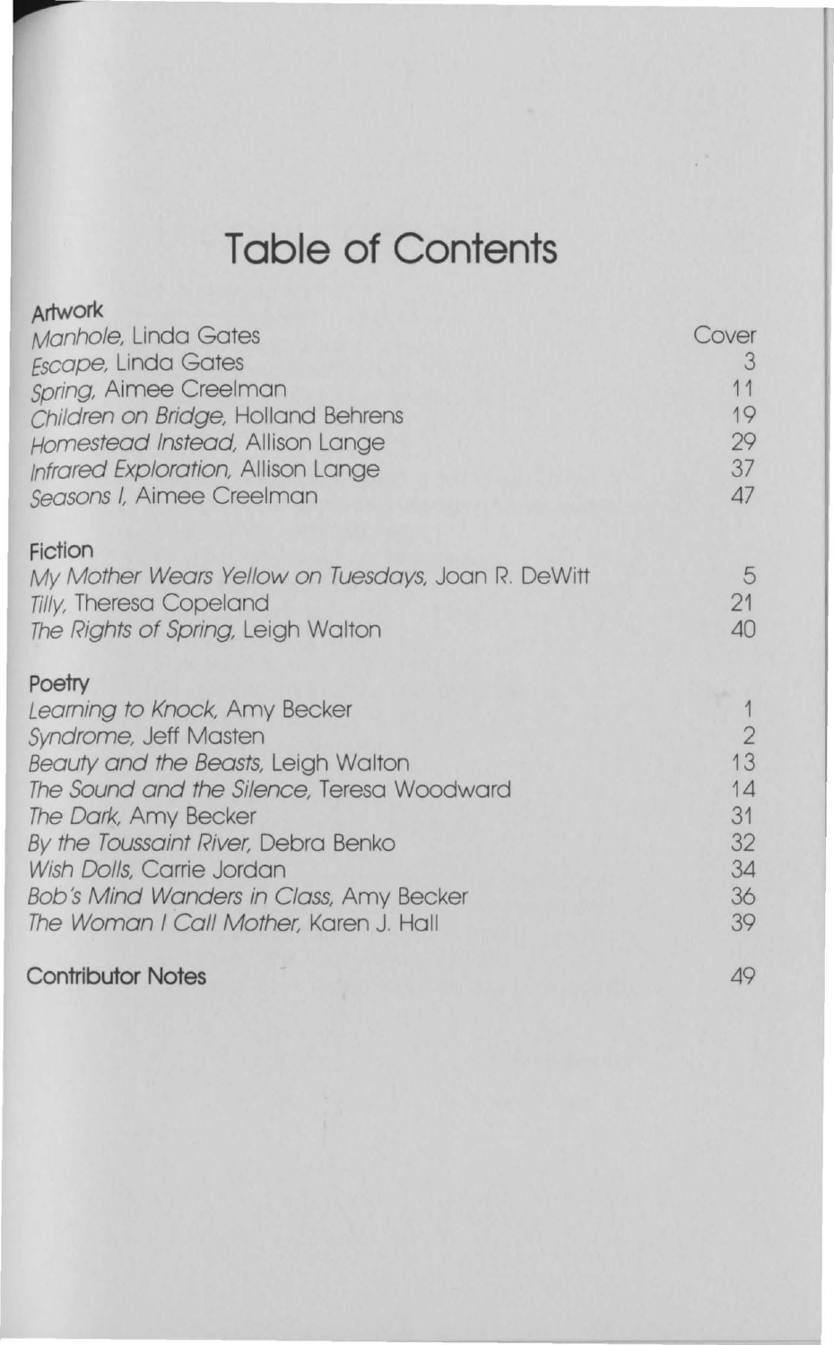# Table of Contents

**Artwork**

| | |
|---|---|
| *Manhole,* Linda Gates | Cover |
| *Escape,* Linda Gates | 3 |
| *Spring,* Aimee Creelman | 11 |
| *Children on Bridge,* Holland Behrens | 19 |
| *Homestead Instead,* Allison Lange | 29 |
| *Infrared Exploration,* Allison Lange | 37 |
| *Seasons I,* Aimee Creelman | 47 |

**Fiction**

| | |
|---|---|
| *My Mother Wears Yellow on Tuesdays,* Joan R. DeWitt | 5 |
| *Tilly,* Theresa Copeland | 21 |
| *The Rights of Spring,* Leigh Walton | 40 |

**Poetry**

| | |
|---|---|
| *Learning to Knock,* Amy Becker | 1 |
| *Syndrome,* Jeff Masten | 2 |
| *Beauty and the Beasts,* Leigh Walton | 13 |
| *The Sound and the Silence,* Teresa Woodward | 14 |
| *The Dark,* Amy Becker | 31 |
| *By the Toussaint River,* Debra Benko | 32 |
| *Wish Dolls,* Carrie Jordan | 34 |
| *Bob's Mind Wanders in Class,* Amy Becker | 36 |
| *The Woman I Call Mother,* Karen J. Hall | 39 |

**Contributor Notes** 49